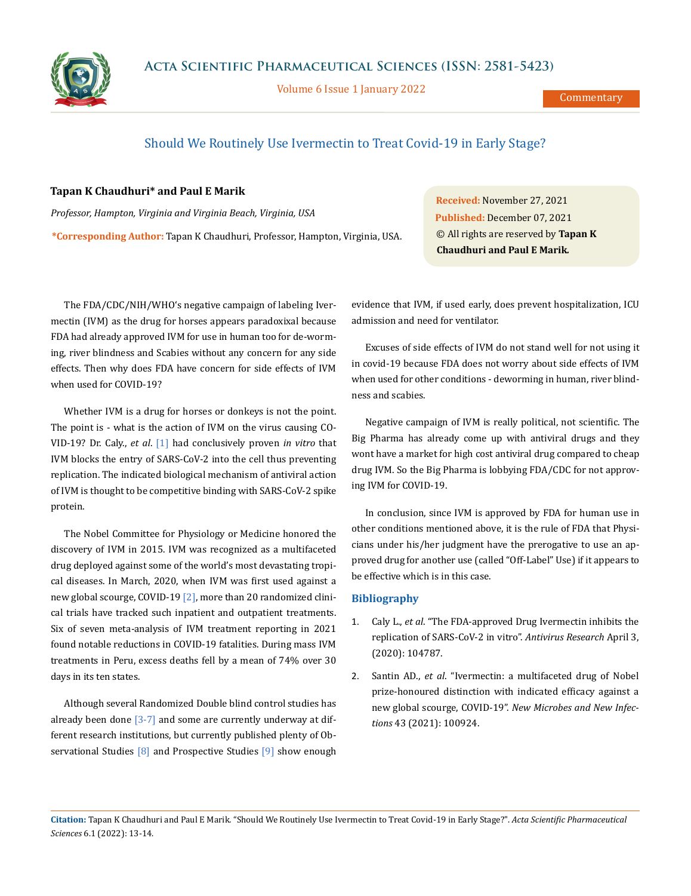Commentary

# Should We Routinely Use Ivermectin to Treat Covid-19 in Early Stage?

**Tapan K Chaudhuri\* and Paul E Marik**

*Professor, Hampton, Virginia and Virginia Beach, Virginia, USA*

**\*Corresponding Author:** Tapan K Chaudhuri, Professor, Hampton, Virginia, USA.

**Received:** November 27, 2021
**Published:** December 07, 2021
© All rights are reserved by **Tapan K Chaudhuri and Paul E Marik.**

The FDA/CDC/NIH/WHO's negative campaign of labeling Ivermectin (IVM) as the drug for horses appears paradoxical because FDA had already approved IVM for use in human too for de-worming, river blindness and Scabies without any concern for any side effects. Then why does FDA have concern for side effects of IVM when used for COVID-19?

Whether IVM is a drug for horses or donkeys is not the point. The point is - what is the action of IVM on the virus causing COVID-19? Dr. Caly., *et al*. [1] had conclusively proven *in vitro* that IVM blocks the entry of SARS-CoV-2 into the cell thus preventing replication. The indicated biological mechanism of antiviral action of IVM is thought to be competitive binding with SARS-CoV-2 spike protein.

The Nobel Committee for Physiology or Medicine honored the discovery of IVM in 2015. IVM was recognized as a multifaceted drug deployed against some of the world's most devastating tropical diseases. In March, 2020, when IVM was first used against a new global scourge, COVID-19 [2], more than 20 randomized clinical trials have tracked such inpatient and outpatient treatments. Six of seven meta-analysis of IVM treatment reporting in 2021 found notable reductions in COVID-19 fatalities. During mass IVM treatments in Peru, excess deaths fell by a mean of 74% over 30 days in its ten states.

Although several Randomized Double blind control studies has already been done [3-7] and some are currently underway at different research institutions, but currently published plenty of Observational Studies [8] and Prospective Studies [9] show enough evidence that IVM, if used early, does prevent hospitalization, ICU admission and need for ventilator.

Excuses of side effects of IVM do not stand well for not using it in covid-19 because FDA does not worry about side effects of IVM when used for other conditions - deworming in human, river blindness and scabies.

Negative campaign of IVM is really political, not scientific. The Big Pharma has already come up with antiviral drugs and they wont have a market for high cost antiviral drug compared to cheap drug IVM. So the Big Pharma is lobbying FDA/CDC for not approving IVM for COVID-19.

In conclusion, since IVM is approved by FDA for human use in other conditions mentioned above, it is the rule of FDA that Physicians under his/her judgment have the prerogative to use an approved drug for another use (called "Off-Label" Use) if it appears to be effective which is in this case.

## Bibliography

1. Caly L., *et al*. "The FDA-approved Drug Ivermectin inhibits the replication of SARS-CoV-2 in vitro". *Antivirus Research* April 3, (2020): 104787.
2. Santin AD., *et al*. "Ivermectin: a multifaceted drug of Nobel prize-honoured distinction with indicated efficacy against a new global scourge, COVID-19". *New Microbes and New Infections* 43 (2021): 100924.

**Citation:** Tapan K Chaudhuri and Paul E Marik. "Should We Routinely Use Ivermectin to Treat Covid-19 in Early Stage?". *Acta Scientific Pharmaceutical Sciences* 6.1 (2022): 13-14.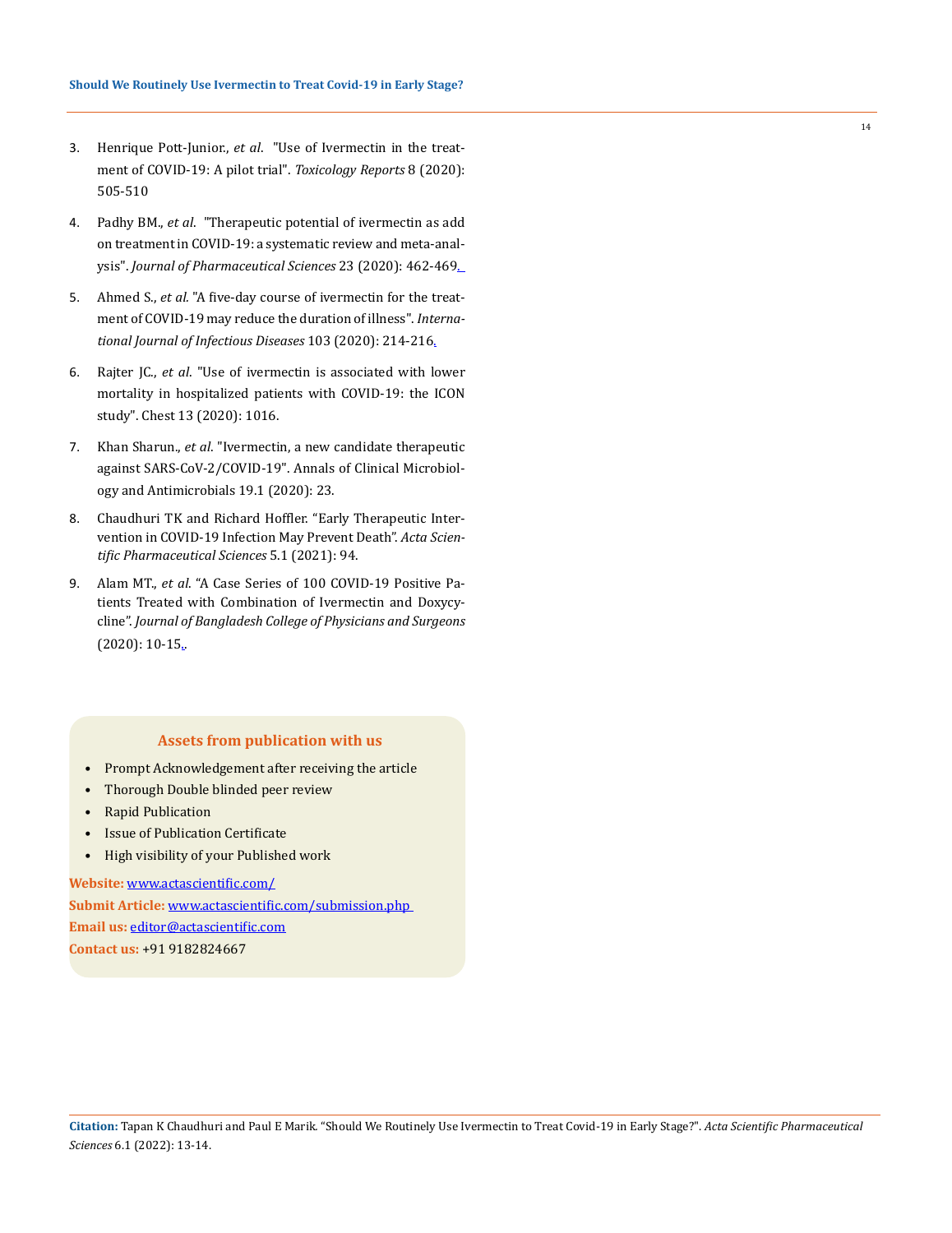3. Henrique Pott-Junior., *et al*. "Use of Ivermectin in the treatment of COVID-19: A pilot trial". *Toxicology Reports* 8 (2020): 505-510

4. Padhy BM., *et al*. "Therapeutic potential of ivermectin as add on treatment in COVID-19: a systematic review and meta-analysis". *Journal of Pharmaceutical Sciences* 23 (2020): 462-469.

5. Ahmed S., *et al.* "A five-day course of ivermectin for the treatment of COVID-19 may reduce the duration of illness". *International Journal of Infectious Diseases* 103 (2020): 214-216.

6. Rajter JC., *et al*. "Use of ivermectin is associated with lower mortality in hospitalized patients with COVID-19: the ICON study". Chest 13 (2020): 1016.

7. Khan Sharun., *et al*. "Ivermectin, a new candidate therapeutic against SARS-CoV-2/COVID-19". Annals of Clinical Microbiology and Antimicrobials 19.1 (2020): 23.

8. Chaudhuri TK and Richard Hoffler. "Early Therapeutic Intervention in COVID-19 Infection May Prevent Death". *Acta Scientific Pharmaceutical Sciences* 5.1 (2021): 94.

9. Alam MT., *et al*. "A Case Series of 100 COVID-19 Positive Patients Treated with Combination of Ivermectin and Doxycycline". *Journal of Bangladesh College of Physicians and Surgeons* (2020): 10-15..

**Assets from publication with us**

- Prompt Acknowledgement after receiving the article
- Thorough Double blinded peer review
- Rapid Publication
- Issue of Publication Certificate
- High visibility of your Published work

**Website:** www.actascientific.com/

**Submit Article:** www.actascientific.com/submission.php

**Email us:** editor@actascientific.com

**Contact us:** +91 9182824667